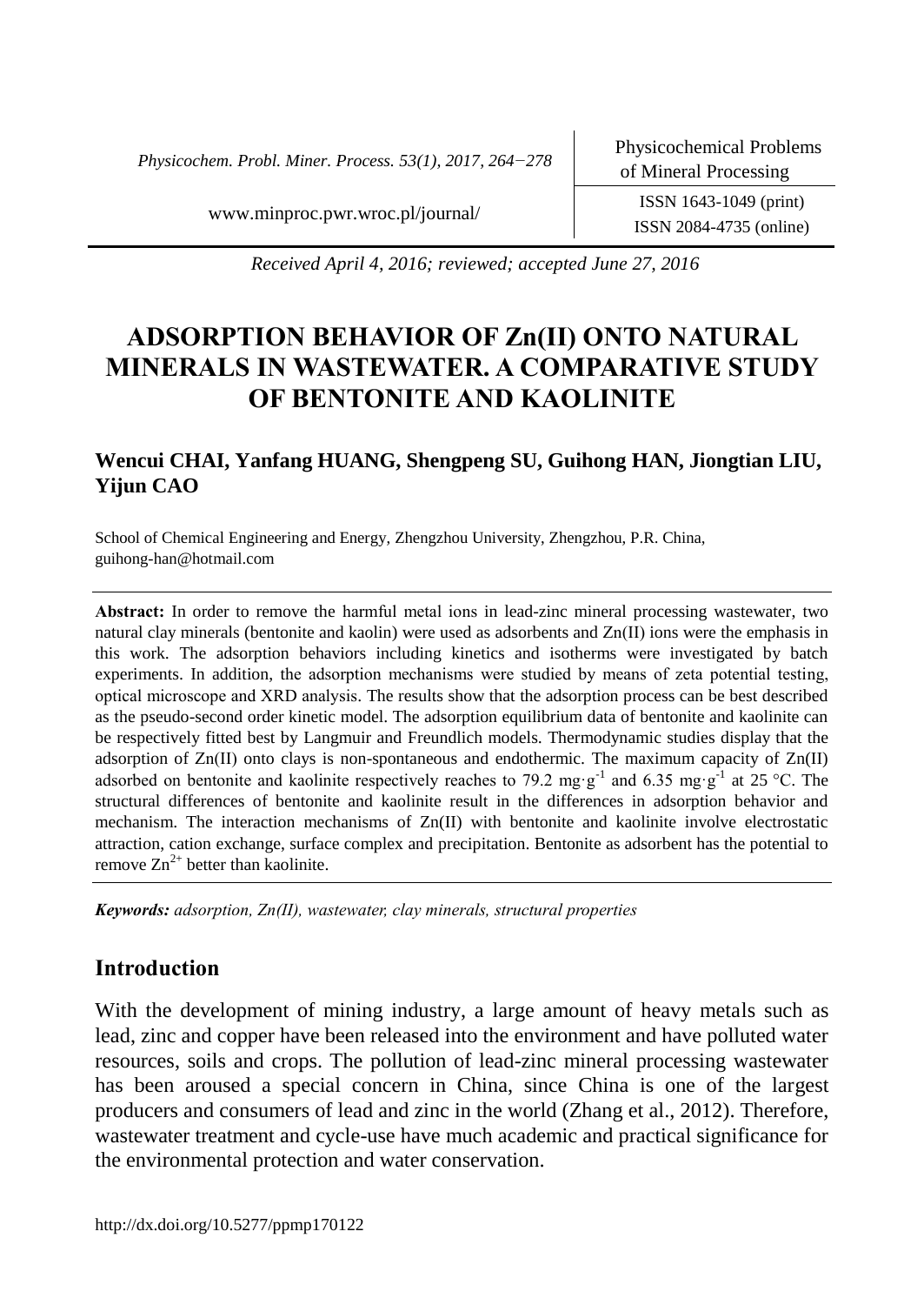*Received April 4, 2016; reviewed; accepted June 27, 2016*

# ADSORPTION BEHAVIOR OF Zn(II) ONTO NATURAL MINERALS IN WASTEWATER. A COMPARATIVE STUDY OF BENTONITE AND KAOLINITE

**Wencui CHAI, Yanfang HUANG, Shengpeng SU, Guihong HAN, Jiongtian LIU, Yijun CAO**

School of Chemical Engineering and Energy, Zhengzhou University, Zhengzhou, P.R. China, guihong-han@hotmail.com

**Abstract:** In order to remove the harmful metal ions in lead-zinc mineral processing wastewater, two natural clay minerals (bentonite and kaolin) were used as adsorbents and Zn(II) ions were the emphasis in this work. The adsorption behaviors including kinetics and isotherms were investigated by batch experiments. In addition, the adsorption mechanisms were studied by means of zeta potential testing, optical microscope and XRD analysis. The results show that the adsorption process can be best described as the pseudo-second order kinetic model. The adsorption equilibrium data of bentonite and kaolinite can be respectively fitted best by Langmuir and Freundlich models. Thermodynamic studies display that the adsorption of Zn(II) onto clays is non-spontaneous and endothermic. The maximum capacity of Zn(II) adsorbed on bentonite and kaolinite respectively reaches to 79.2 $mg \cdot g^{-1}$ and 6.35 $mg \cdot g^{-1}$ at 25 °C. The structural differences of bentonite and kaolinite result in the differences in adsorption behavior and mechanism. The interaction mechanisms of Zn(II) with bentonite and kaolinite involve electrostatic attraction, cation exchange, surface complex and precipitation. Bentonite as adsorbent has the potential to remove $Zn^{2+}$ better than kaolinite.

***Keywords:*** *adsorption, Zn(II), wastewater, clay minerals, structural properties*

## Introduction

With the development of mining industry, a large amount of heavy metals such as lead, zinc and copper have been released into the environment and have polluted water resources, soils and crops. The pollution of lead-zinc mineral processing wastewater has been aroused a special concern in China, since China is one of the largest producers and consumers of lead and zinc in the world (Zhang et al., 2012). Therefore, wastewater treatment and cycle-use have much academic and practical significance for the environmental protection and water conservation.

http://dx.doi.org/10.5277/ppmp170122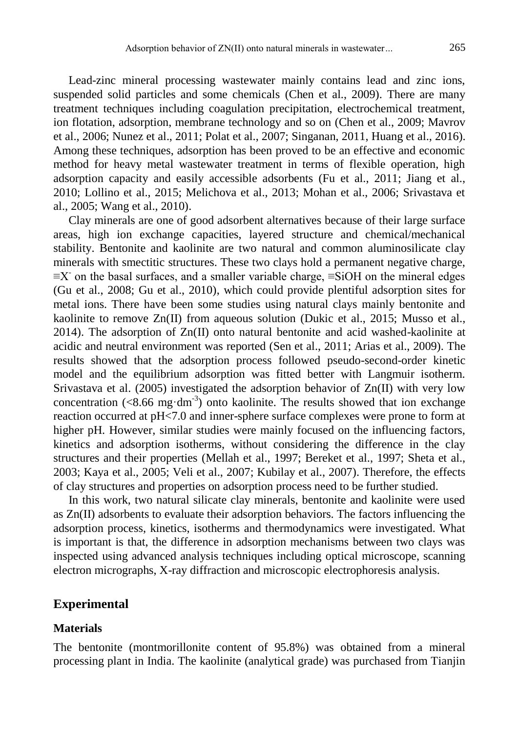Lead-zinc mineral processing wastewater mainly contains lead and zinc ions, suspended solid particles and some chemicals (Chen et al., 2009). There are many treatment techniques including coagulation precipitation, electrochemical treatment, ion flotation, adsorption, membrane technology and so on (Chen et al., 2009; Mavrov et al., 2006; Nunez et al., 2011; Polat et al., 2007; Singanan, 2011, Huang et al., 2016). Among these techniques, adsorption has been proved to be an effective and economic method for heavy metal wastewater treatment in terms of flexible operation, high adsorption capacity and easily accessible adsorbents (Fu et al., 2011; Jiang et al., 2010; Lollino et al., 2015; Melichova et al., 2013; Mohan et al., 2006; Srivastava et al., 2005; Wang et al., 2010).

Clay minerals are one of good adsorbent alternatives because of their large surface areas, high ion exchange capacities, layered structure and chemical/mechanical stability. Bentonite and kaolinite are two natural and common aluminosilicate clay minerals with smectitic structures. These two clays hold a permanent negative charge, $\equiv X^-$ on the basal surfaces, and a smaller variable charge, $\equiv SiOH$ on the mineral edges (Gu et al., 2008; Gu et al., 2010), which could provide plentiful adsorption sites for metal ions. There have been some studies using natural clays mainly bentonite and kaolinite to remove Zn(II) from aqueous solution (Dukic et al., 2015; Musso et al., 2014). The adsorption of Zn(II) onto natural bentonite and acid washed-kaolinite at acidic and neutral environment was reported (Sen et al., 2011; Arias et al., 2009). The results showed that the adsorption process followed pseudo-second-order kinetic model and the equilibrium adsorption was fitted better with Langmuir isotherm. Srivastava et al. (2005) investigated the adsorption behavior of Zn(II) with very low concentration ($<8.66\ mg \cdot dm^{-3}$) onto kaolinite. The results showed that ion exchange reaction occurred at pH<7.0 and inner-sphere surface complexes were prone to form at higher pH. However, similar studies were mainly focused on the influencing factors, kinetics and adsorption isotherms, without considering the difference in the clay structures and their properties (Mellah et al., 1997; Bereket et al., 1997; Sheta et al., 2003; Kaya et al., 2005; Veli et al., 2007; Kubilay et al., 2007). Therefore, the effects of clay structures and properties on adsorption process need to be further studied.

In this work, two natural silicate clay minerals, bentonite and kaolinite were used as Zn(II) adsorbents to evaluate their adsorption behaviors. The factors influencing the adsorption process, kinetics, isotherms and thermodynamics were investigated. What is important is that, the difference in adsorption mechanisms between two clays was inspected using advanced analysis techniques including optical microscope, scanning electron micrographs, X-ray diffraction and microscopic electrophoresis analysis.

## Experimental

### Materials

The bentonite (montmorillonite content of 95.8%) was obtained from a mineral processing plant in India. The kaolinite (analytical grade) was purchased from Tianjin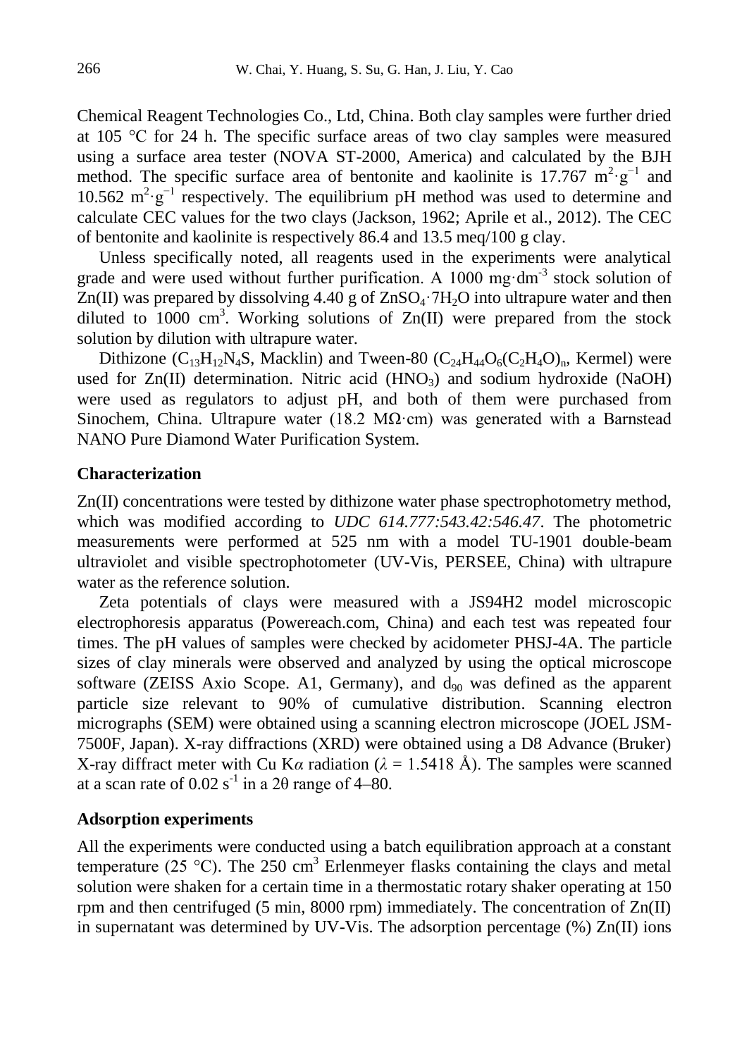Chemical Reagent Technologies Co., Ltd, China. Both clay samples were further dried at 105 °C for 24 h. The specific surface areas of two clay samples were measured using a surface area tester (NOVA ST-2000, America) and calculated by the BJH method. The specific surface area of bentonite and kaolinite is 17.767 $m^2 \cdot g^{-1}$ and 10.562 $m^2 \cdot g^{-1}$ respectively. The equilibrium pH method was used to determine and calculate CEC values for the two clays (Jackson, 1962; Aprile et al., 2012). The CEC of bentonite and kaolinite is respectively 86.4 and 13.5 meq/100 g clay.

Unless specifically noted, all reagents used in the experiments were analytical grade and were used without further purification. A 1000 $mg \cdot dm^{-3}$ stock solution of Zn(II) was prepared by dissolving 4.40 g of $ZnSO_4 \cdot 7H_2O$ into ultrapure water and then diluted to 1000 $cm^3$. Working solutions of Zn(II) were prepared from the stock solution by dilution with ultrapure water.

Dithizone ($C_{13}H_{12}N_4S$, Macklin) and Tween-80 ($C_{24}H_{44}O_6(C_2H_4O)_n$, Kermel) were used for Zn(II) determination. Nitric acid ($HNO_3$) and sodium hydroxide (NaOH) were used as regulators to adjust pH, and both of them were purchased from Sinochem, China. Ultrapure water (18.2 MΩ·cm) was generated with a Barnstead NANO Pure Diamond Water Purification System.

### Characterization

Zn(II) concentrations were tested by dithizone water phase spectrophotometry method, which was modified according to *UDC 614.777:543.42:546.47*. The photometric measurements were performed at 525 nm with a model TU-1901 double-beam ultraviolet and visible spectrophotometer (UV-Vis, PERSEE, China) with ultrapure water as the reference solution.

Zeta potentials of clays were measured with a JS94H2 model microscopic electrophoresis apparatus (Powereach.com, China) and each test was repeated four times. The pH values of samples were checked by acidometer PHSJ-4A. The particle sizes of clay minerals were observed and analyzed by using the optical microscope software (ZEISS Axio Scope. A1, Germany), and $d_{90}$ was defined as the apparent particle size relevant to 90% of cumulative distribution. Scanning electron micrographs (SEM) were obtained using a scanning electron microscope (JOEL JSM-7500F, Japan). X-ray diffractions (XRD) were obtained using a D8 Advance (Bruker) X-ray diffract meter with Cu K$\alpha$ radiation ($\lambda$ = 1.5418 Å). The samples were scanned at a scan rate of 0.02 $s^{-1}$ in a 2θ range of 4–80.

### Adsorption experiments

All the experiments were conducted using a batch equilibration approach at a constant temperature (25 °C). The 250 $cm^3$ Erlenmeyer flasks containing the clays and metal solution were shaken for a certain time in a thermostatic rotary shaker operating at 150 rpm and then centrifuged (5 min, 8000 rpm) immediately. The concentration of Zn(II) in supernatant was determined by UV-Vis. The adsorption percentage (%) Zn(II) ions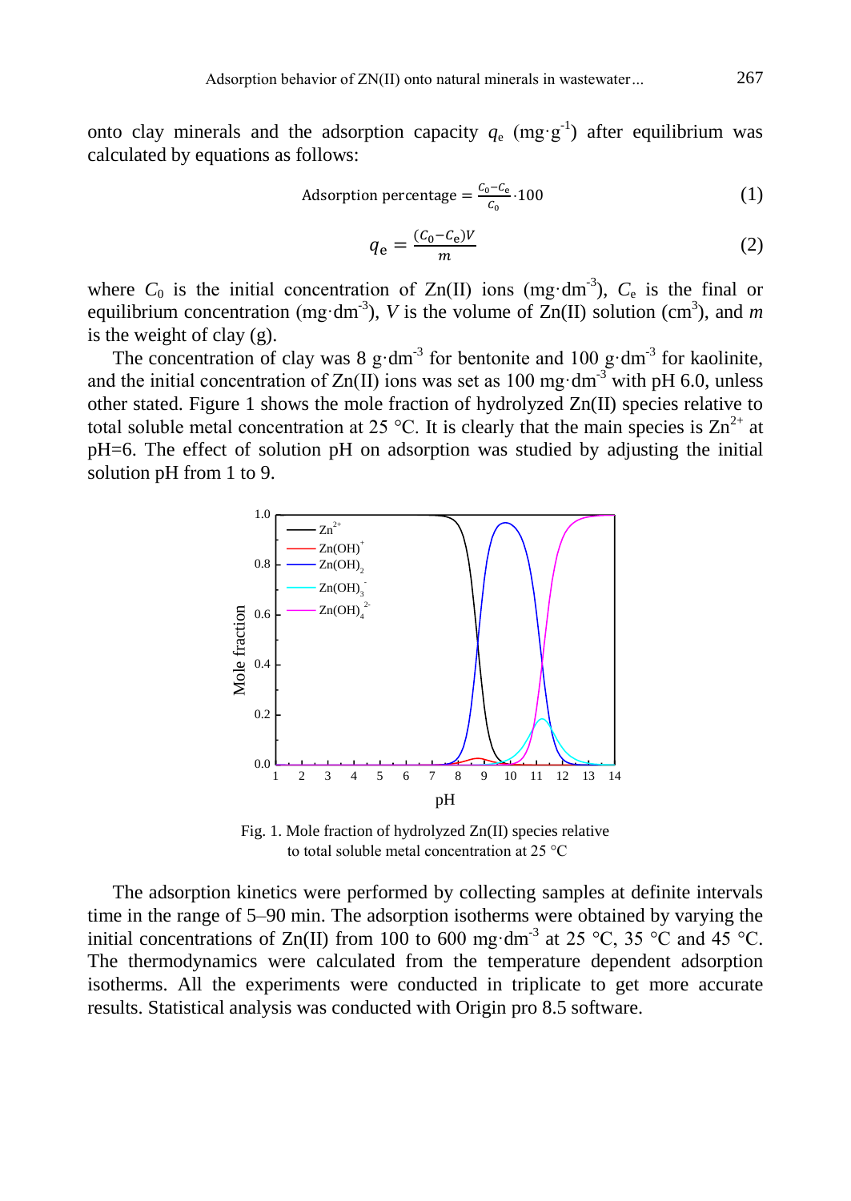onto clay minerals and the adsorption capacity $q_e$ ($mg \cdot g^{-1}$) after equilibrium was calculated by equations as follows:

$$\text{Adsorption percentage} = \frac{C_0 - C_e}{C_0} \cdot 100 \tag{1}$$

$$q_e = \frac{(C_0 - C_e)V}{m} \tag{2}$$

where $C_0$ is the initial concentration of Zn(II) ions ($mg \cdot dm^{-3}$), $C_e$ is the final or equilibrium concentration ($mg \cdot dm^{-3}$), $V$ is the volume of Zn(II) solution ($cm^3$), and $m$ is the weight of clay (g).

The concentration of clay was 8 $g \cdot dm^{-3}$ for bentonite and 100 $g \cdot dm^{-3}$ for kaolinite, and the initial concentration of Zn(II) ions was set as 100 $mg \cdot dm^{-3}$ with pH 6.0, unless other stated. Figure 1 shows the mole fraction of hydrolyzed Zn(II) species relative to total soluble metal concentration at 25 °C. It is clearly that the main species is $Zn^{2+}$ at pH=6. The effect of solution pH on adsorption was studied by adjusting the initial solution pH from 1 to 9.

Fig. 1. Mole fraction of hydrolyzed Zn(II) species relative to total soluble metal concentration at 25 °C

The adsorption kinetics were performed by collecting samples at definite intervals time in the range of 5–90 min. The adsorption isotherms were obtained by varying the initial concentrations of Zn(II) from 100 to 600 $mg \cdot dm^{-3}$ at 25 °C, 35 °C and 45 °C. The thermodynamics were calculated from the temperature dependent adsorption isotherms. All the experiments were conducted in triplicate to get more accurate results. Statistical analysis was conducted with Origin pro 8.5 software.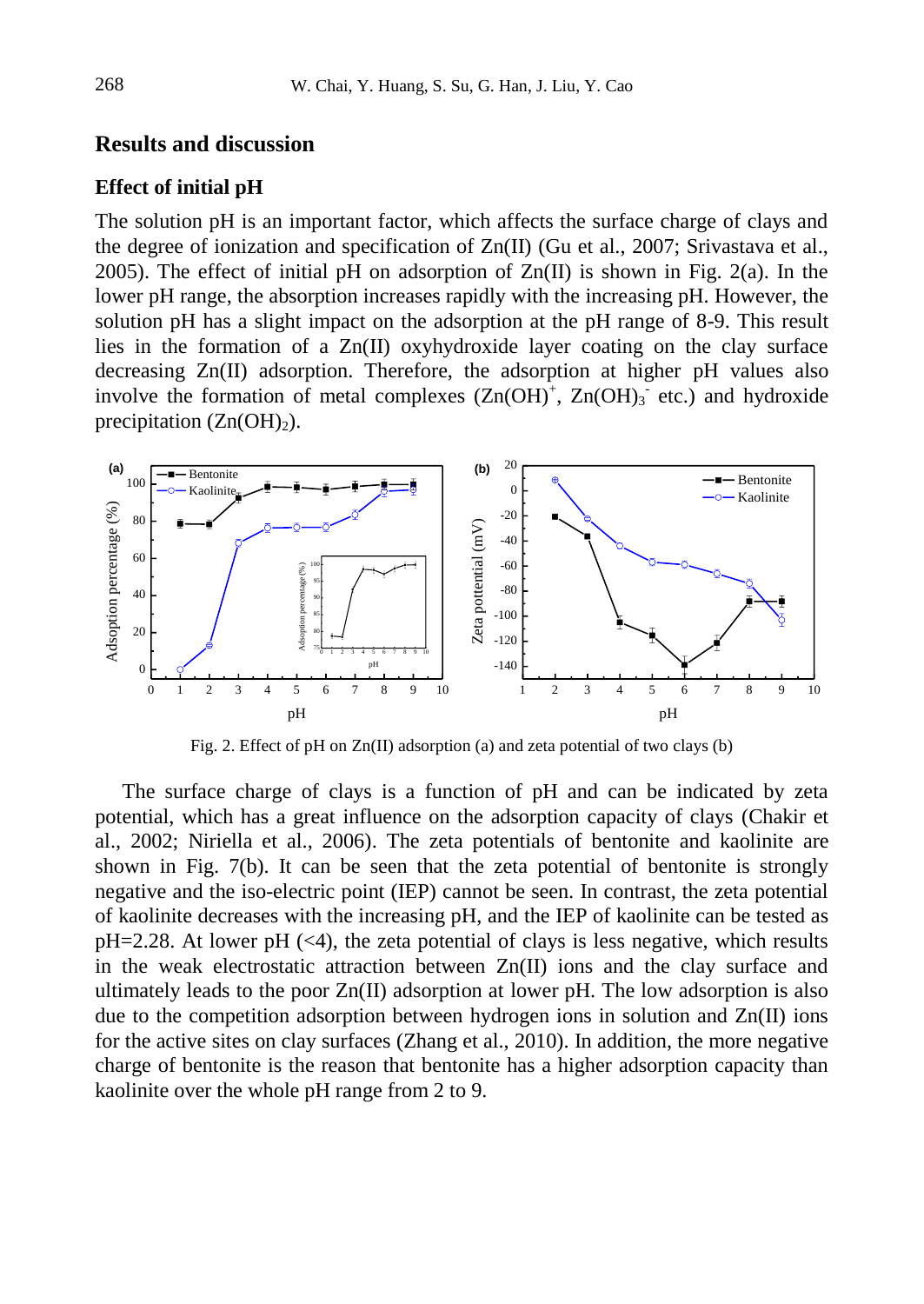## Results and discussion

### Effect of initial pH

The solution pH is an important factor, which affects the surface charge of clays and the degree of ionization and specification of Zn(II) (Gu et al., 2007; Srivastava et al., 2005). The effect of initial pH on adsorption of Zn(II) is shown in Fig. 2(a). In the lower pH range, the absorption increases rapidly with the increasing pH. However, the solution pH has a slight impact on the adsorption at the pH range of 8-9. This result lies in the formation of a Zn(II) oxyhydroxide layer coating on the clay surface decreasing Zn(II) adsorption. Therefore, the adsorption at higher pH values also involve the formation of metal complexes ($Zn(OH)^{+}$, $Zn(OH)_3^{-}$ etc.) and hydroxide precipitation ($Zn(OH)_2$).

Fig. 2. Effect of pH on Zn(II) adsorption (a) and zeta potential of two clays (b)

The surface charge of clays is a function of pH and can be indicated by zeta potential, which has a great influence on the adsorption capacity of clays (Chakir et al., 2002; Niriella et al., 2006). The zeta potentials of bentonite and kaolinite are shown in Fig. 7(b). It can be seen that the zeta potential of bentonite is strongly negative and the iso-electric point (IEP) cannot be seen. In contrast, the zeta potential of kaolinite decreases with the increasing pH, and the IEP of kaolinite can be tested as pH=2.28. At lower pH (<4), the zeta potential of clays is less negative, which results in the weak electrostatic attraction between Zn(II) ions and the clay surface and ultimately leads to the poor Zn(II) adsorption at lower pH. The low adsorption is also due to the competition adsorption between hydrogen ions in solution and Zn(II) ions for the active sites on clay surfaces (Zhang et al., 2010). In addition, the more negative charge of bentonite is the reason that bentonite has a higher adsorption capacity than kaolinite over the whole pH range from 2 to 9.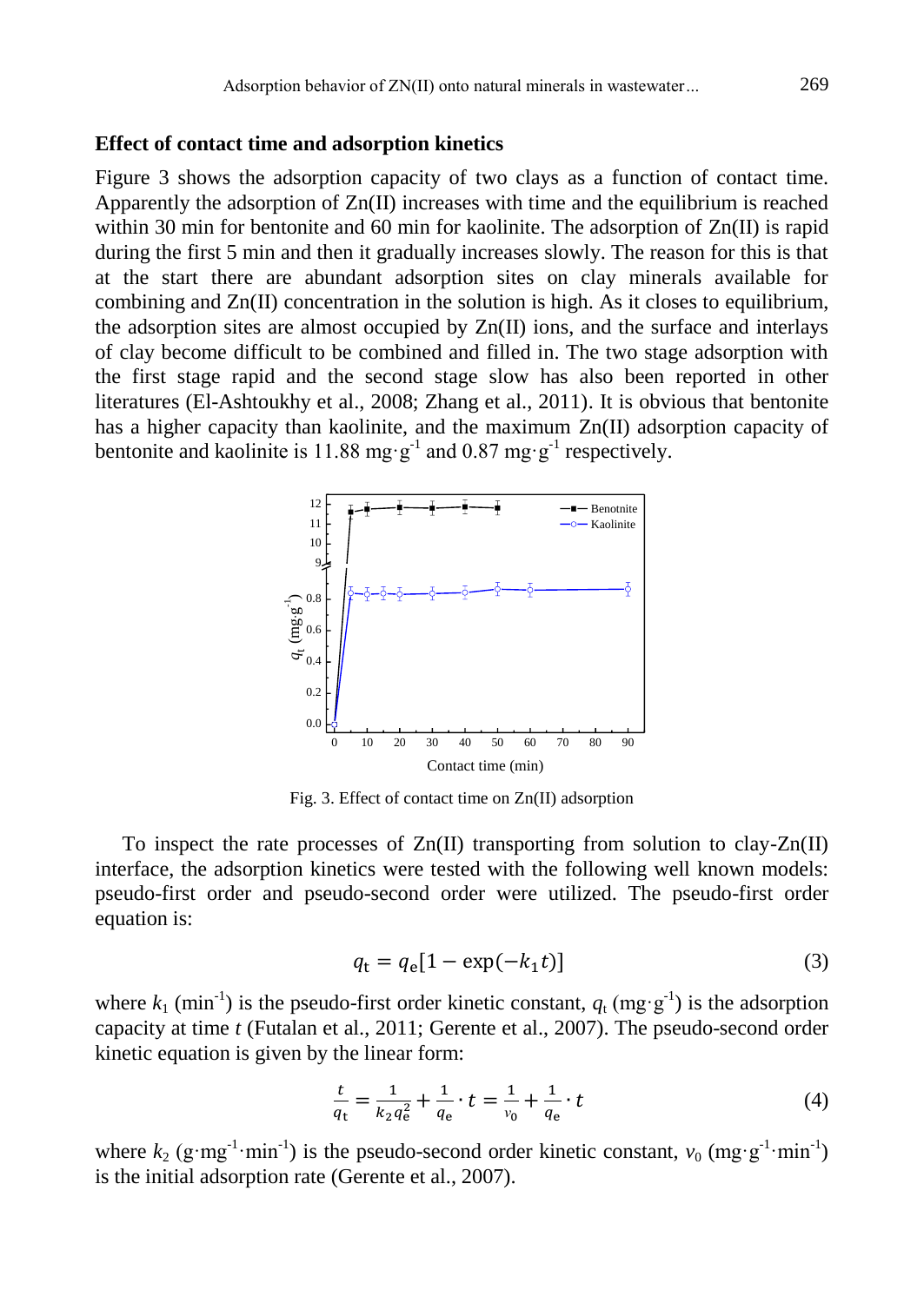### Effect of contact time and adsorption kinetics

Figure 3 shows the adsorption capacity of two clays as a function of contact time. Apparently the adsorption of Zn(II) increases with time and the equilibrium is reached within 30 min for bentonite and 60 min for kaolinite. The adsorption of Zn(II) is rapid during the first 5 min and then it gradually increases slowly. The reason for this is that at the start there are abundant adsorption sites on clay minerals available for combining and Zn(II) concentration in the solution is high. As it closes to equilibrium, the adsorption sites are almost occupied by Zn(II) ions, and the surface and interlays of clay become difficult to be combined and filled in. The two stage adsorption with the first stage rapid and the second stage slow has also been reported in other literatures (El-Ashtoukhy et al., 2008; Zhang et al., 2011). It is obvious that bentonite has a higher capacity than kaolinite, and the maximum Zn(II) adsorption capacity of bentonite and kaolinite is 11.88 $mg \cdot g^{-1}$ and 0.87 $mg \cdot g^{-1}$ respectively.

Fig. 3. Effect of contact time on Zn(II) adsorption

To inspect the rate processes of Zn(II) transporting from solution to clay-Zn(II) interface, the adsorption kinetics were tested with the following well known models: pseudo-first order and pseudo-second order were utilized. The pseudo-first order equation is:

$$q_t = q_e[1 - \exp(-k_1 t)] \tag{3}$$

where $k_1$ ($min^{-1}$) is the pseudo-first order kinetic constant, $q_t$ ($mg \cdot g^{-1}$) is the adsorption capacity at time $t$ (Futalan et al., 2011; Gerente et al., 2007). The pseudo-second order kinetic equation is given by the linear form:

$$\frac{t}{q_t} = \frac{1}{k_2 q_e^2} + \frac{1}{q_e} \cdot t = \frac{1}{v_0} + \frac{1}{q_e} \cdot t \tag{4}$$

where $k_2$ ($g \cdot mg^{-1} \cdot min^{-1}$) is the pseudo-second order kinetic constant, $v_0$ ($mg \cdot g^{-1} \cdot min^{-1}$) is the initial adsorption rate (Gerente et al., 2007).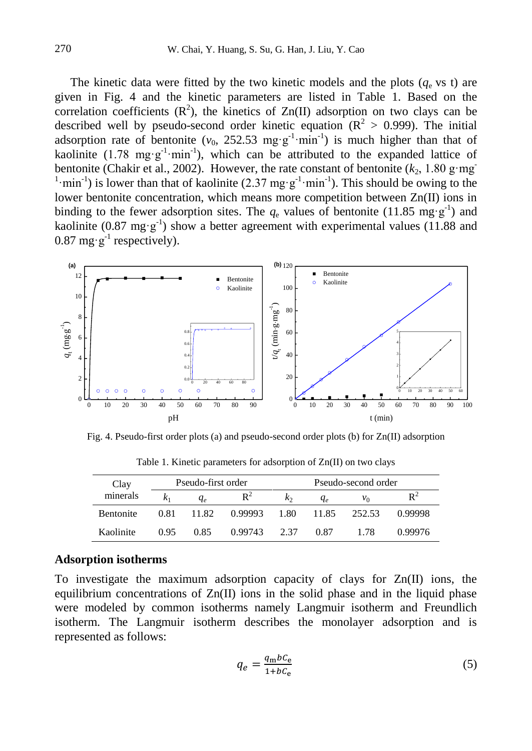The kinetic data were fitted by the two kinetic models and the plots ($q_e$ vs t) are given in Fig. 4 and the kinetic parameters are listed in Table 1. Based on the correlation coefficients ($R^2$), the kinetics of Zn(II) adsorption on two clays can be described well by pseudo-second order kinetic equation ($R^2$ > 0.999). The initial adsorption rate of bentonite ($v_0$, 252.53 $mg \cdot g^{-1} \cdot min^{-1}$) is much higher than that of kaolinite (1.78 $mg \cdot g^{-1} \cdot min^{-1}$), which can be attributed to the expanded lattice of bentonite (Chakir et al., 2002). However, the rate constant of bentonite ($k_2$, 1.80 $g \cdot mg^{-1} \cdot min^{-1}$) is lower than that of kaolinite (2.37 $mg \cdot g^{-1} \cdot min^{-1}$). This should be owing to the lower bentonite concentration, which means more competition between Zn(II) ions in binding to the fewer adsorption sites. The $q_e$ values of bentonite (11.85 $mg \cdot g^{-1}$) and kaolinite (0.87 $mg \cdot g^{-1}$) show a better agreement with experimental values (11.88 and 0.87 $mg \cdot g^{-1}$ respectively).

Fig. 4. Pseudo-first order plots (a) and pseudo-second order plots (b) for Zn(II) adsorption

Table 1. Kinetic parameters for adsorption of Zn(II) on two clays

| Clay minerals | Pseudo-first order | | | Pseudo-second order | | | |
|---|---|---|---|---|---|---|---|
| | $k_1$ | $q_e$ | $R^2$ | $k_2$ | $q_e$ | $v_0$ | $R^2$ |
| Bentonite | 0.81 | 11.82 | 0.99993 | 1.80 | 11.85 | 252.53 | 0.99998 |
| Kaolinite | 0.95 | 0.85 | 0.99743 | 2.37 | 0.87 | 1.78 | 0.99976 |

## Adsorption isotherms

To investigate the maximum adsorption capacity of clays for Zn(II) ions, the equilibrium concentrations of Zn(II) ions in the solid phase and in the liquid phase were modeled by common isotherms namely Langmuir isotherm and Freundlich isotherm. The Langmuir isotherm describes the monolayer adsorption and is represented as follows:

$$q_e = \frac{q_m b C_e}{1 + b C_e} \tag{5}$$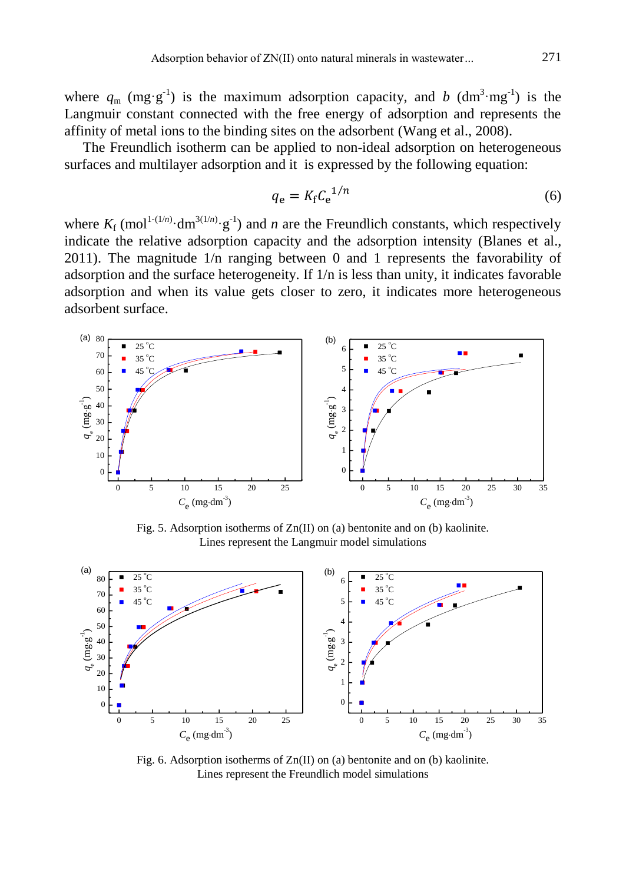where $q_m$ (mg·g$^{-1}$) is the maximum adsorption capacity, and $b$ (dm$^3$·mg$^{-1}$) is the Langmuir constant connected with the free energy of adsorption and represents the affinity of metal ions to the binding sites on the adsorbent (Wang et al., 2008).

The Freundlich isotherm can be applied to non-ideal adsorption on heterogeneous surfaces and multilayer adsorption and it is expressed by the following equation:

$$q_e = K_f C_e^{1/n} \tag{6}$$

where $K_f$ (mol$^{1-(1/n)}$·dm$^{3(1/n)}$·g$^{-1}$) and $n$ are the Freundlich constants, which respectively indicate the relative adsorption capacity and the adsorption intensity (Blanes et al., 2011). The magnitude 1/n ranging between 0 and 1 represents the favorability of adsorption and the surface heterogeneity. If 1/n is less than unity, it indicates favorable adsorption and when its value gets closer to zero, it indicates more heterogeneous adsorbent surface.

Fig. 5. Adsorption isotherms of Zn(II) on (a) bentonite and on (b) kaolinite. Lines represent the Langmuir model simulations

Fig. 6. Adsorption isotherms of Zn(II) on (a) bentonite and on (b) kaolinite. Lines represent the Freundlich model simulations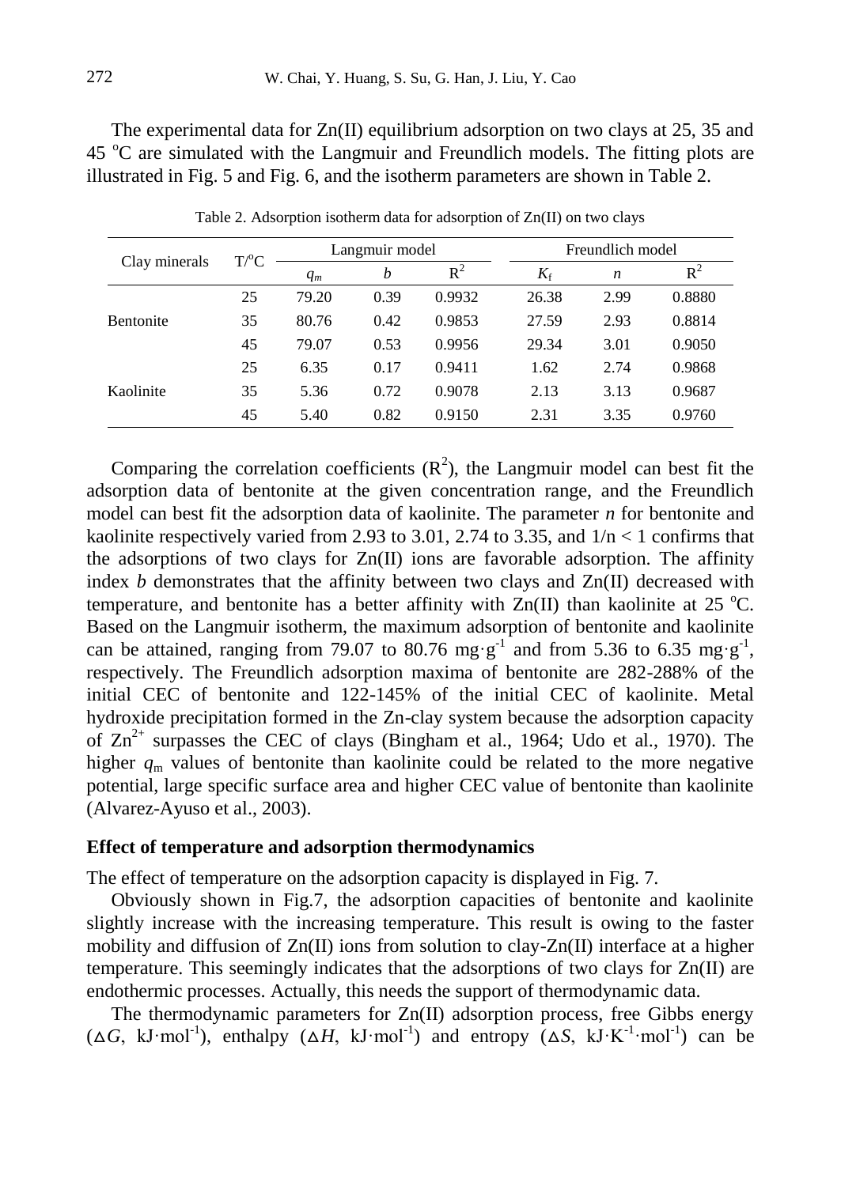The experimental data for Zn(II) equilibrium adsorption on two clays at 25, 35 and 45 °C are simulated with the Langmuir and Freundlich models. The fitting plots are illustrated in Fig. 5 and Fig. 6, and the isotherm parameters are shown in Table 2.

Table 2. Adsorption isotherm data for adsorption of Zn(II) on two clays

| Clay minerals | T/°C | Langmuir model | | | Freundlich model | | |
|---|---|---|---|---|---|---|---|
| | | $q_m$ | $b$ | $R^2$ | $K_f$ | $n$ | $R^2$ |
| Bentonite | 25 | 79.20 | 0.39 | 0.9932 | 26.38 | 2.99 | 0.8880 |
| | 35 | 80.76 | 0.42 | 0.9853 | 27.59 | 2.93 | 0.8814 |
| | 45 | 79.07 | 0.53 | 0.9956 | 29.34 | 3.01 | 0.9050 |
| Kaolinite | 25 | 6.35 | 0.17 | 0.9411 | 1.62 | 2.74 | 0.9868 |
| | 35 | 5.36 | 0.72 | 0.9078 | 2.13 | 3.13 | 0.9687 |
| | 45 | 5.40 | 0.82 | 0.9150 | 2.31 | 3.35 | 0.9760 |

Comparing the correlation coefficients ($R^2$), the Langmuir model can best fit the adsorption data of bentonite at the given concentration range, and the Freundlich model can best fit the adsorption data of kaolinite. The parameter $n$ for bentonite and kaolinite respectively varied from 2.93 to 3.01, 2.74 to 3.35, and $1/n < 1$ confirms that the adsorptions of two clays for Zn(II) ions are favorable adsorption. The affinity index $b$ demonstrates that the affinity between two clays and Zn(II) decreased with temperature, and bentonite has a better affinity with Zn(II) than kaolinite at 25 °C. Based on the Langmuir isotherm, the maximum adsorption of bentonite and kaolinite can be attained, ranging from 79.07 to 80.76 $mg \cdot g^{-1}$ and from 5.36 to 6.35 $mg \cdot g^{-1}$, respectively. The Freundlich adsorption maxima of bentonite are 282-288% of the initial CEC of bentonite and 122-145% of the initial CEC of kaolinite. Metal hydroxide precipitation formed in the Zn-clay system because the adsorption capacity of $Zn^{2+}$ surpasses the CEC of clays (Bingham et al., 1964; Udo et al., 1970). The higher $q_m$ values of bentonite than kaolinite could be related to the more negative potential, large specific surface area and higher CEC value of bentonite than kaolinite (Alvarez-Ayuso et al., 2003).

### Effect of temperature and adsorption thermodynamics

The effect of temperature on the adsorption capacity is displayed in Fig. 7.

Obviously shown in Fig.7, the adsorption capacities of bentonite and kaolinite slightly increase with the increasing temperature. This result is owing to the faster mobility and diffusion of Zn(II) ions from solution to clay-Zn(II) interface at a higher temperature. This seemingly indicates that the adsorptions of two clays for Zn(II) are endothermic processes. Actually, this needs the support of thermodynamic data.

The thermodynamic parameters for Zn(II) adsorption process, free Gibbs energy ($\Delta G$, $kJ \cdot mol^{-1}$), enthalpy ($\Delta H$, $kJ \cdot mol^{-1}$) and entropy ($\Delta S$, $kJ \cdot K^{-1} \cdot mol^{-1}$) can be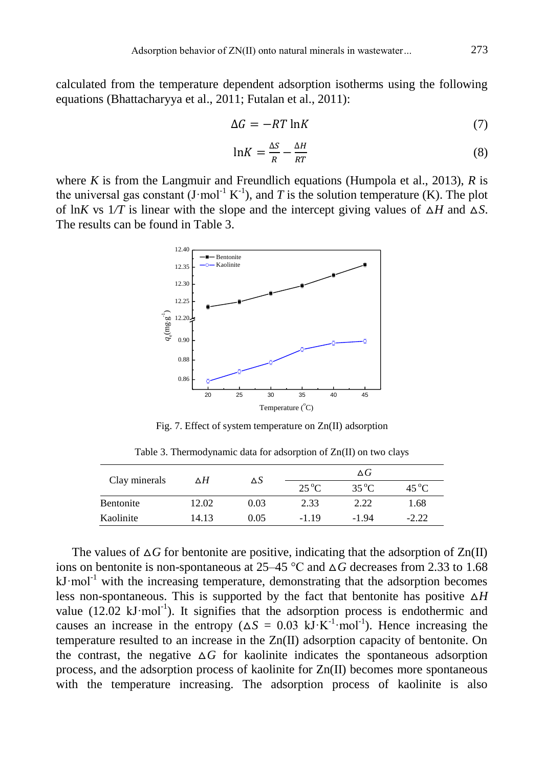calculated from the temperature dependent adsorption isotherms using the following equations (Bhattacharyya et al., 2011; Futalan et al., 2011):

$$\Delta G = -RT \ln K \quad (7)$$

$$\ln K = \frac{\Delta S}{R} - \frac{\Delta H}{RT} \quad (8)$$

where $K$ is from the Langmuir and Freundlich equations (Humpola et al., 2013), $R$ is the universal gas constant ($J \cdot mol^{-1} K^{-1}$), and $T$ is the solution temperature (K). The plot of ln$K$ vs $1/T$ is linear with the slope and the intercept giving values of $\Delta H$ and $\Delta S$. The results can be found in Table 3.

Fig. 7. Effect of system temperature on Zn(II) adsorption

Table 3. Thermodynamic data for adsorption of Zn(II) on two clays

| Clay minerals | $\Delta H$ | $\Delta S$ | $\Delta G$ | | |
|---|---|---|---|---|---|
| | | | 25 °C | 35 °C | 45 °C |
| Bentonite | 12.02 | 0.03 | 2.33 | 2.22 | 1.68 |
| Kaolinite | 14.13 | 0.05 | -1.19 | -1.94 | -2.22 |

The values of $\Delta G$ for bentonite are positive, indicating that the adsorption of Zn(II) ions on bentonite is non-spontaneous at 25–45 °C and $\Delta G$ decreases from 2.33 to 1.68 $kJ \cdot mol^{-1}$ with the increasing temperature, demonstrating that the adsorption becomes less non-spontaneous. This is supported by the fact that bentonite has positive $\Delta H$ value (12.02 $kJ \cdot mol^{-1}$). It signifies that the adsorption process is endothermic and causes an increase in the entropy ($\Delta S$ = 0.03 $kJ \cdot K^{-1} \cdot mol^{-1}$). Hence increasing the temperature resulted to an increase in the Zn(II) adsorption capacity of bentonite. On the contrast, the negative $\Delta G$ for kaolinite indicates the spontaneous adsorption process, and the adsorption process of kaolinite for Zn(II) becomes more spontaneous with the temperature increasing. The adsorption process of kaolinite is also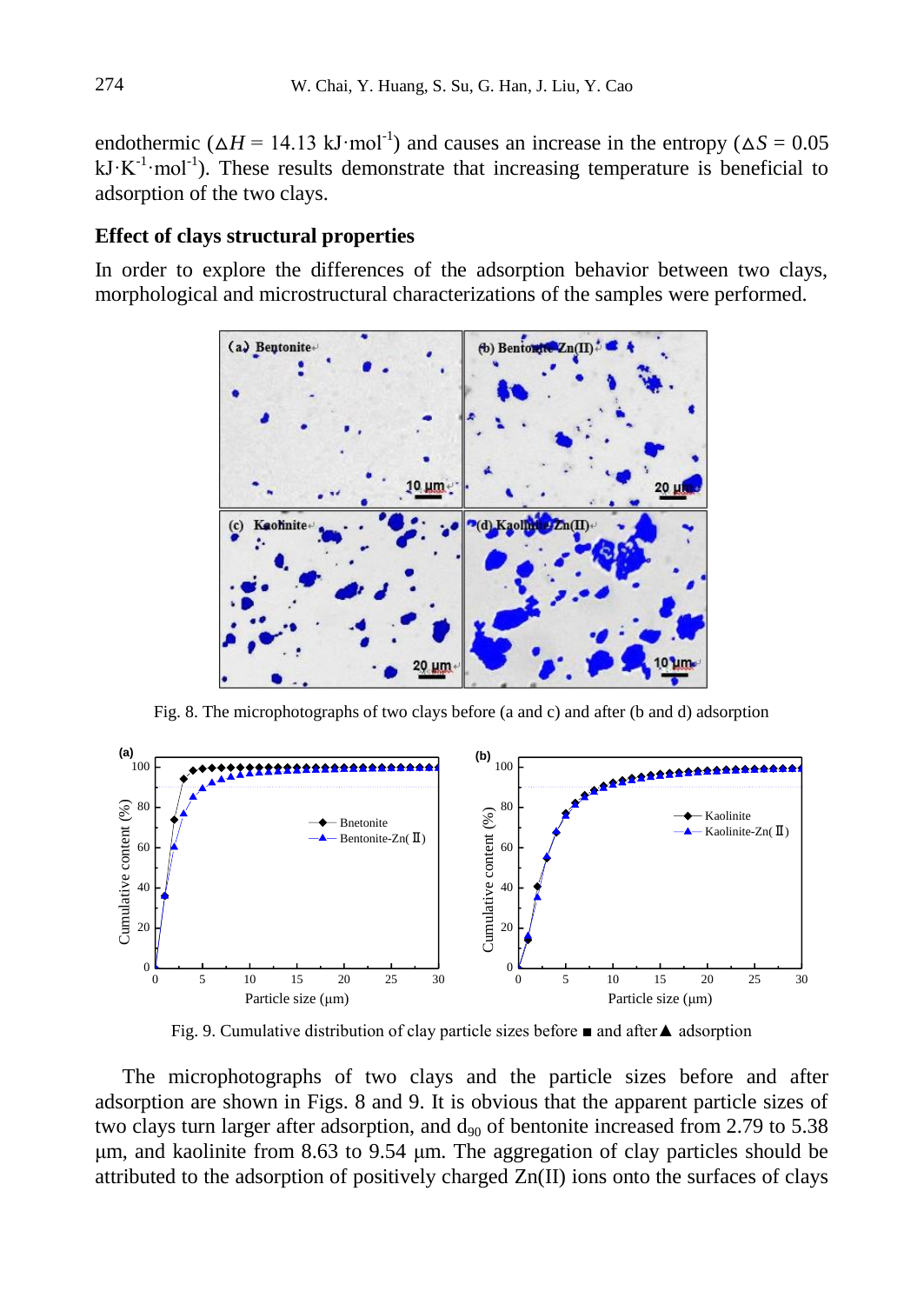endothermic ($\Delta H$ = 14.13 kJ·mol$^{-1}$) and causes an increase in the entropy ($\Delta S$ = 0.05 kJ·K$^{-1}$·mol$^{-1}$). These results demonstrate that increasing temperature is beneficial to adsorption of the two clays.

### Effect of clays structural properties

In order to explore the differences of the adsorption behavior between two clays, morphological and microstructural characterizations of the samples were performed.

Fig. 8. The microphotographs of two clays before (a and c) and after (b and d) adsorption

Fig. 9. Cumulative distribution of clay particle sizes before ■ and after ▲ adsorption

The microphotographs of two clays and the particle sizes before and after adsorption are shown in Figs. 8 and 9. It is obvious that the apparent particle sizes of two clays turn larger after adsorption, and $d_{90}$ of bentonite increased from 2.79 to 5.38 µm, and kaolinite from 8.63 to 9.54 µm. The aggregation of clay particles should be attributed to the adsorption of positively charged Zn(II) ions onto the surfaces of clays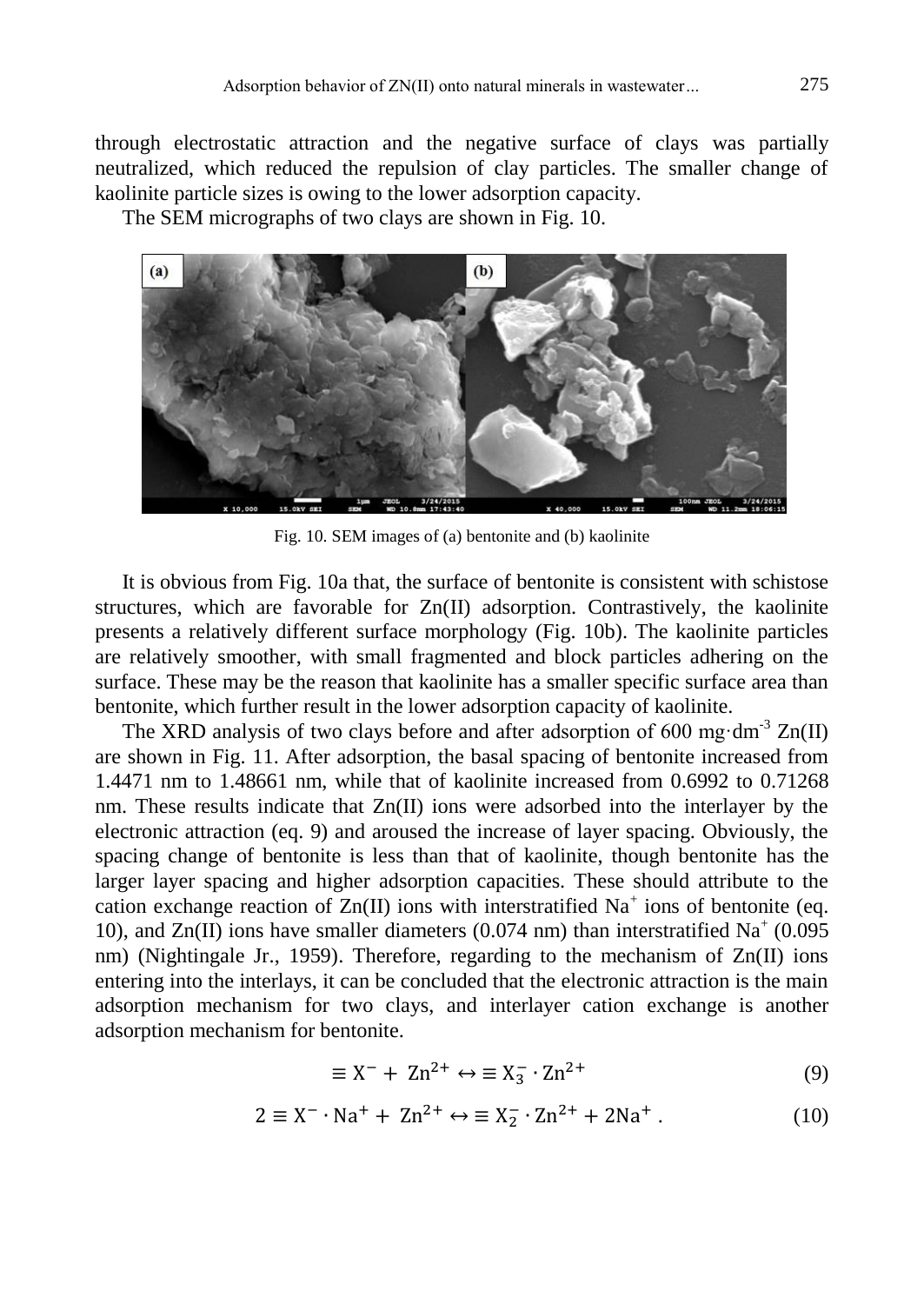through electrostatic attraction and the negative surface of clays was partially neutralized, which reduced the repulsion of clay particles. The smaller change of kaolinite particle sizes is owing to the lower adsorption capacity.

The SEM micrographs of two clays are shown in Fig. 10.

Fig. 10. SEM images of (a) bentonite and (b) kaolinite

It is obvious from Fig. 10a that, the surface of bentonite is consistent with schistose structures, which are favorable for Zn(II) adsorption. Contrastively, the kaolinite presents a relatively different surface morphology (Fig. 10b). The kaolinite particles are relatively smoother, with small fragmented and block particles adhering on the surface. These may be the reason that kaolinite has a smaller specific surface area than bentonite, which further result in the lower adsorption capacity of kaolinite.

The XRD analysis of two clays before and after adsorption of 600 $mg \cdot dm^{-3}$ Zn(II) are shown in Fig. 11. After adsorption, the basal spacing of bentonite increased from 1.4471 nm to 1.48661 nm, while that of kaolinite increased from 0.6992 to 0.71268 nm. These results indicate that Zn(II) ions were adsorbed into the interlayer by the electronic attraction (eq. 9) and aroused the increase of layer spacing. Obviously, the spacing change of bentonite is less than that of kaolinite, though bentonite has the larger layer spacing and higher adsorption capacities. These should attribute to the cation exchange reaction of Zn(II) ions with interstratified $Na^+$ ions of bentonite (eq. 10), and Zn(II) ions have smaller diameters (0.074 nm) than interstratified $Na^+$ (0.095 nm) (Nightingale Jr., 1959). Therefore, regarding to the mechanism of Zn(II) ions entering into the interlays, it can be concluded that the electronic attraction is the main adsorption mechanism for two clays, and interlayer cation exchange is another adsorption mechanism for bentonite.

$$\equiv X^- + Zn^{2+} \leftrightarrow \equiv X_3^- \cdot Zn^{2+} \tag{9}$$

$$2 \equiv X^- \cdot Na^+ + Zn^{2+} \leftrightarrow \equiv X_2^- \cdot Zn^{2+} + 2Na^+ . \tag{10}$$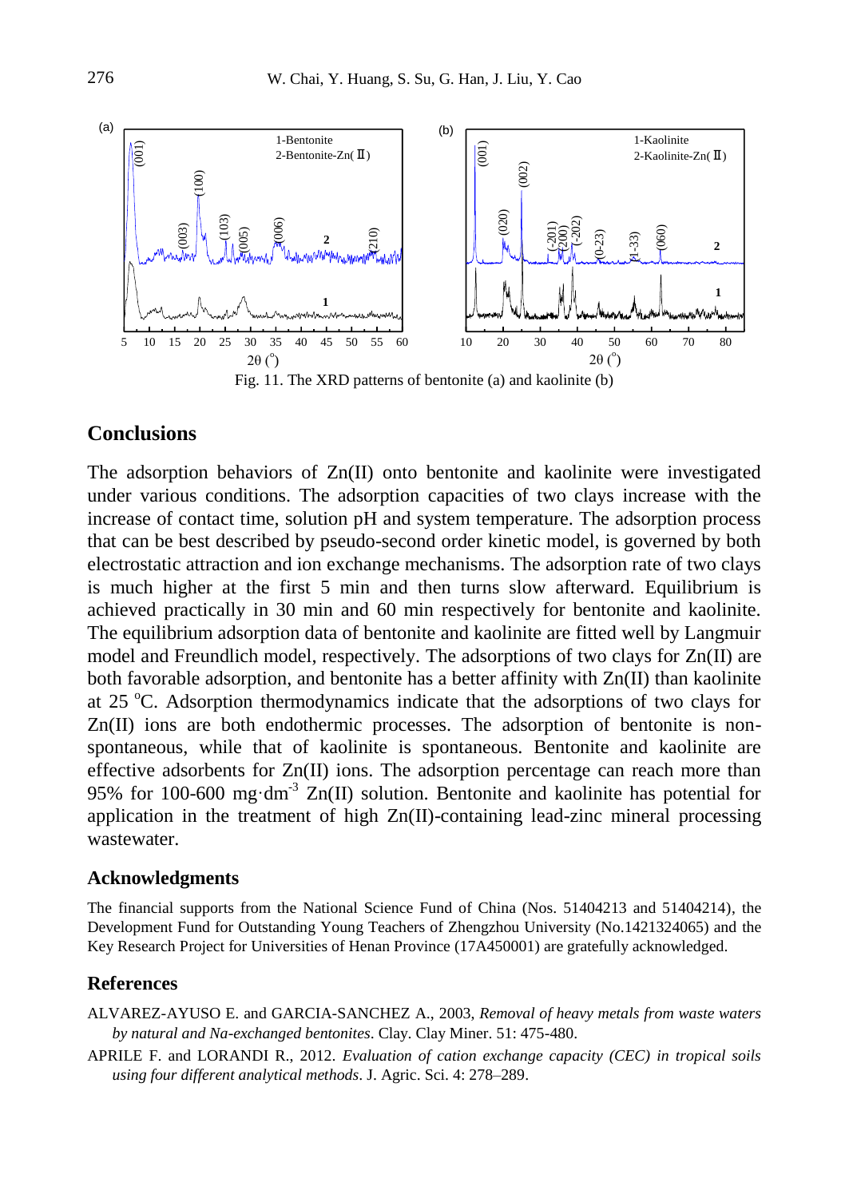Fig. 11. The XRD patterns of bentonite (a) and kaolinite (b)

## Conclusions

The adsorption behaviors of Zn(II) onto bentonite and kaolinite were investigated under various conditions. The adsorption capacities of two clays increase with the increase of contact time, solution pH and system temperature. The adsorption process that can be best described by pseudo-second order kinetic model, is governed by both electrostatic attraction and ion exchange mechanisms. The adsorption rate of two clays is much higher at the first 5 min and then turns slow afterward. Equilibrium is achieved practically in 30 min and 60 min respectively for bentonite and kaolinite. The equilibrium adsorption data of bentonite and kaolinite are fitted well by Langmuir model and Freundlich model, respectively. The adsorptions of two clays for Zn(II) are both favorable adsorption, and bentonite has a better affinity with Zn(II) than kaolinite at 25 $^{o}$C. Adsorption thermodynamics indicate that the adsorptions of two clays for Zn(II) ions are both endothermic processes. The adsorption of bentonite is non-spontaneous, while that of kaolinite is spontaneous. Bentonite and kaolinite are effective adsorbents for Zn(II) ions. The adsorption percentage can reach more than 95% for 100-600 mg·dm$^{-3}$ Zn(II) solution. Bentonite and kaolinite has potential for application in the treatment of high Zn(II)-containing lead-zinc mineral processing wastewater.

### Acknowledgments

The financial supports from the National Science Fund of China (Nos. 51404213 and 51404214), the Development Fund for Outstanding Young Teachers of Zhengzhou University (No.1421324065) and the Key Research Project for Universities of Henan Province (17A450001) are gratefully acknowledged.

### References

ALVAREZ-AYUSO E. and GARCIA-SANCHEZ A., 2003, *Removal of heavy metals from waste waters by natural and Na-exchanged bentonites*. Clay. Clay Miner. 51: 475-480.

APRILE F. and LORANDI R., 2012. *Evaluation of cation exchange capacity (CEC) in tropical soils using four different analytical methods*. J. Agric. Sci. 4: 278–289.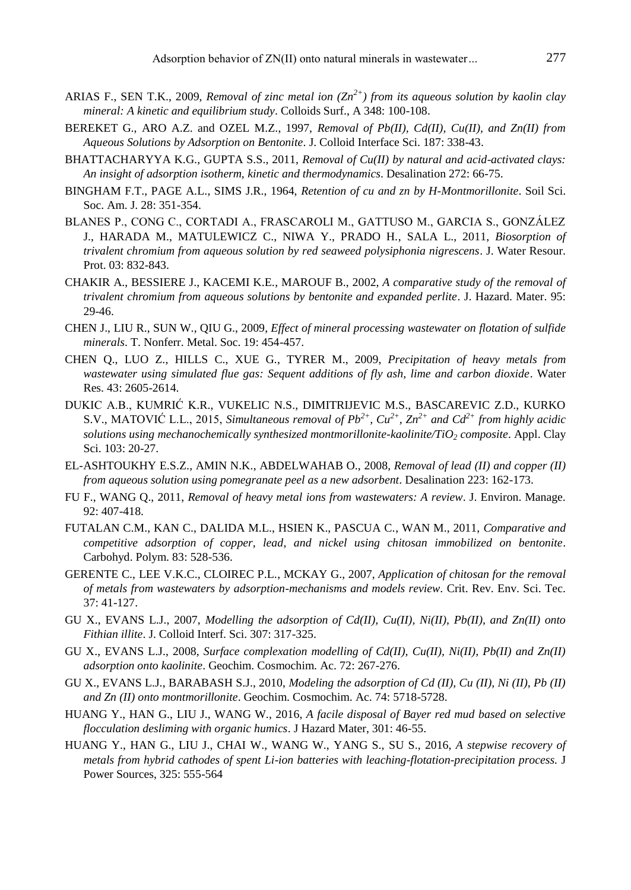ARIAS F., SEN T.K., 2009, *Removal of zinc metal ion ($Zn^{2+}$) from its aqueous solution by kaolin clay mineral: A kinetic and equilibrium study*. Colloids Surf., A 348: 100-108.

BEREKET G., ARO A.Z. and OZEL M.Z., 1997, *Removal of Pb(II), Cd(II), Cu(II), and Zn(II) from Aqueous Solutions by Adsorption on Bentonite*. J. Colloid Interface Sci. 187: 338-43.

BHATTACHARYYA K.G., GUPTA S.S., 2011, *Removal of Cu(II) by natural and acid-activated clays: An insight of adsorption isotherm, kinetic and thermodynamics*. Desalination 272: 66-75.

BINGHAM F.T., PAGE A.L., SIMS J.R., 1964, *Retention of cu and zn by H-Montmorillonite*. Soil Sci. Soc. Am. J. 28: 351-354.

BLANES P., CONG C., CORTADI A., FRASCAROLI M., GATTUSO M., GARCIA S., GONZÁLEZ J., HARADA M., MATULEWICZ C., NIWA Y., PRADO H., SALA L., 2011, *Biosorption of trivalent chromium from aqueous solution by red seaweed polysiphonia nigrescens*. J. Water Resour. Prot. 03: 832-843.

CHAKIR A., BESSIERE J., KACEMI K.E., MAROUF B., 2002, *A comparative study of the removal of trivalent chromium from aqueous solutions by bentonite and expanded perlite*. J. Hazard. Mater. 95: 29-46.

CHEN J., LIU R., SUN W., QIU G., 2009, *Effect of mineral processing wastewater on flotation of sulfide minerals*. T. Nonferr. Metal. Soc. 19: 454-457.

CHEN Q., LUO Z., HILLS C., XUE G., TYRER M., 2009, *Precipitation of heavy metals from wastewater using simulated flue gas: Sequent additions of fly ash, lime and carbon dioxide*. Water Res. 43: 2605-2614.

DUKIC A.B., KUMRIĆ K.R., VUKELIC N.S., DIMITRIJEVIC M.S., BASCAREVIC Z.D., KURKO S.V., MATOVIĆ L.L., 2015, *Simultaneous removal of $Pb^{2+}$, $Cu^{2+}$, $Zn^{2+}$ and $Cd^{2+}$ from highly acidic solutions using mechanochemically synthesized montmorillonite-kaolinite/$TiO_2$ composite*. Appl. Clay Sci. 103: 20-27.

EL-ASHTOUKHY E.S.Z., AMIN N.K., ABDELWAHAB O., 2008, *Removal of lead (II) and copper (II) from aqueous solution using pomegranate peel as a new adsorbent*. Desalination 223: 162-173.

FU F., WANG Q., 2011, *Removal of heavy metal ions from wastewaters: A review*. J. Environ. Manage. 92: 407-418.

FUTALAN C.M., KAN C., DALIDA M.L., HSIEN K., PASCUA C., WAN M., 2011, *Comparative and competitive adsorption of copper, lead, and nickel using chitosan immobilized on bentonite*. Carbohyd. Polym. 83: 528-536.

GERENTE C., LEE V.K.C., CLOIREC P.L., MCKAY G., 2007, *Application of chitosan for the removal of metals from wastewaters by adsorption-mechanisms and models review*. Crit. Rev. Env. Sci. Tec. 37: 41-127.

GU X., EVANS L.J., 2007, *Modelling the adsorption of Cd(II), Cu(II), Ni(II), Pb(II), and Zn(II) onto Fithian illite*. J. Colloid Interf. Sci. 307: 317-325.

GU X., EVANS L.J., 2008, *Surface complexation modelling of Cd(II), Cu(II), Ni(II), Pb(II) and Zn(II) adsorption onto kaolinite*. Geochim. Cosmochim. Ac. 72: 267-276.

GU X., EVANS L.J., BARABASH S.J., 2010, *Modeling the adsorption of Cd (II), Cu (II), Ni (II), Pb (II) and Zn (II) onto montmorillonite*. Geochim. Cosmochim. Ac. 74: 5718-5728.

HUANG Y., HAN G., LIU J., WANG W., 2016, *A facile disposal of Bayer red mud based on selective flocculation desliming with organic humics*. J Hazard Mater, 301: 46-55.

HUANG Y., HAN G., LIU J., CHAI W., WANG W., YANG S., SU S., 2016, *A stepwise recovery of metals from hybrid cathodes of spent Li-ion batteries with leaching-flotation-precipitation process.* J Power Sources, 325: 555-564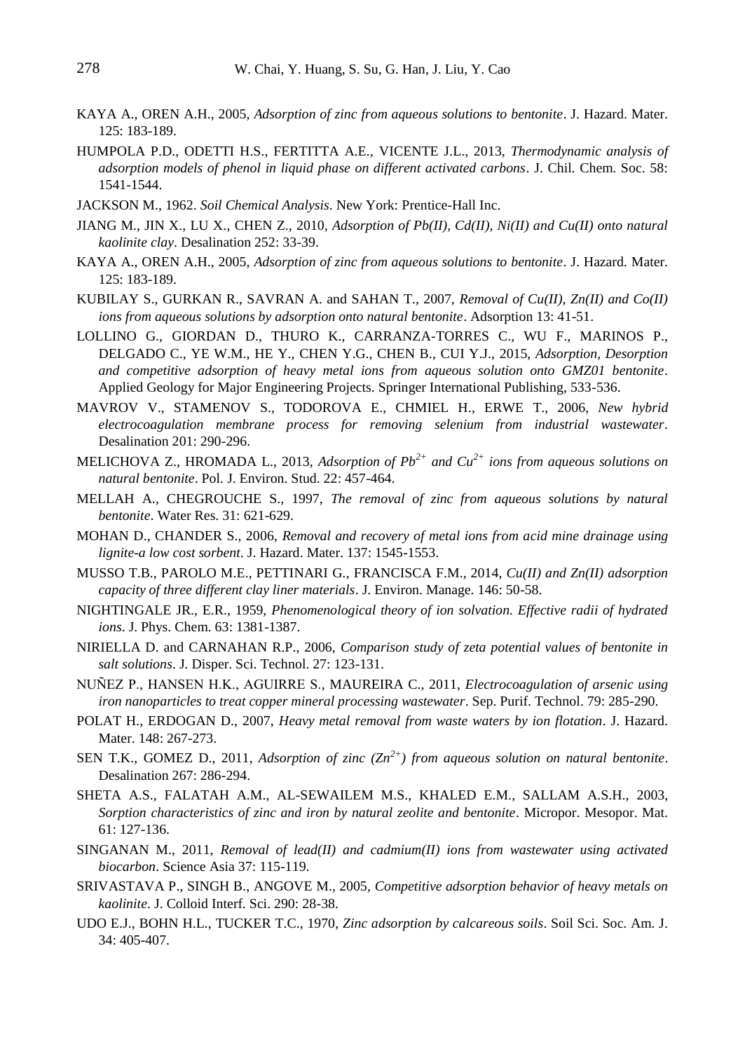KAYA A., OREN A.H., 2005, *Adsorption of zinc from aqueous solutions to bentonite*. J. Hazard. Mater. 125: 183-189.

HUMPOLA P.D., ODETTI H.S., FERTITTA A.E., VICENTE J.L., 2013, *Thermodynamic analysis of adsorption models of phenol in liquid phase on different activated carbons*. J. Chil. Chem. Soc. 58: 1541-1544.

JACKSON M., 1962. *Soil Chemical Analysis*. New York: Prentice-Hall Inc.

JIANG M., JIN X., LU X., CHEN Z., 2010, *Adsorption of Pb(II), Cd(II), Ni(II) and Cu(II) onto natural kaolinite clay*. Desalination 252: 33-39.

KAYA A., OREN A.H., 2005, *Adsorption of zinc from aqueous solutions to bentonite*. J. Hazard. Mater. 125: 183-189.

KUBILAY S., GURKAN R., SAVRAN A. and SAHAN T., 2007, *Removal of Cu(II), Zn(II) and Co(II) ions from aqueous solutions by adsorption onto natural bentonite*. Adsorption 13: 41-51.

LOLLINO G., GIORDAN D., THURO K., CARRANZA-TORRES C., WU F., MARINOS P., DELGADO C., YE W.M., HE Y., CHEN Y.G., CHEN B., CUI Y.J., 2015, *Adsorption, Desorption and competitive adsorption of heavy metal ions from aqueous solution onto GMZ01 bentonite*. Applied Geology for Major Engineering Projects. Springer International Publishing, 533-536.

MAVROV V., STAMENOV S., TODOROVA E., CHMIEL H., ERWE T., 2006, *New hybrid electrocoagulation membrane process for removing selenium from industrial wastewater*. Desalination 201: 290-296.

MELICHOVA Z., HROMADA L., 2013, *Adsorption of $Pb^{2+}$ and $Cu^{2+}$ ions from aqueous solutions on natural bentonite*. Pol. J. Environ. Stud. 22: 457-464.

MELLAH A., CHEGROUCHE S., 1997, *The removal of zinc from aqueous solutions by natural bentonite*. Water Res. 31: 621-629.

MOHAN D., CHANDER S., 2006, *Removal and recovery of metal ions from acid mine drainage using lignite-a low cost sorbent*. J. Hazard. Mater. 137: 1545-1553.

MUSSO T.B., PAROLO M.E., PETTINARI G., FRANCISCA F.M., 2014, *Cu(II) and Zn(II) adsorption capacity of three different clay liner materials*. J. Environ. Manage. 146: 50-58.

NIGHTINGALE JR., E.R., 1959, *Phenomenological theory of ion solvation. Effective radii of hydrated ions*. J. Phys. Chem. 63: 1381-1387.

NIRIELLA D. and CARNAHAN R.P., 2006, *Comparison study of zeta potential values of bentonite in salt solutions*. J. Disper. Sci. Technol. 27: 123-131.

NUÑEZ P., HANSEN H.K., AGUIRRE S., MAUREIRA C., 2011, *Electrocoagulation of arsenic using iron nanoparticles to treat copper mineral processing wastewater*. Sep. Purif. Technol. 79: 285-290.

POLAT H., ERDOGAN D., 2007, *Heavy metal removal from waste waters by ion flotation*. J. Hazard. Mater. 148: 267-273.

SEN T.K., GOMEZ D., 2011, *Adsorption of zinc ($Zn^{2+}$) from aqueous solution on natural bentonite*. Desalination 267: 286-294.

SHETA A.S., FALATAH A.M., AL-SEWAILEM M.S., KHALED E.M., SALLAM A.S.H., 2003, *Sorption characteristics of zinc and iron by natural zeolite and bentonite*. Micropor. Mesopor. Mat. 61: 127-136.

SINGANAN M., 2011, *Removal of lead(II) and cadmium(II) ions from wastewater using activated biocarbon*. Science Asia 37: 115-119.

SRIVASTAVA P., SINGH B., ANGOVE M., 2005, *Competitive adsorption behavior of heavy metals on kaolinite*. J. Colloid Interf. Sci. 290: 28-38.

UDO E.J., BOHN H.L., TUCKER T.C., 1970, *Zinc adsorption by calcareous soils*. Soil Sci. Soc. Am. J. 34: 405-407.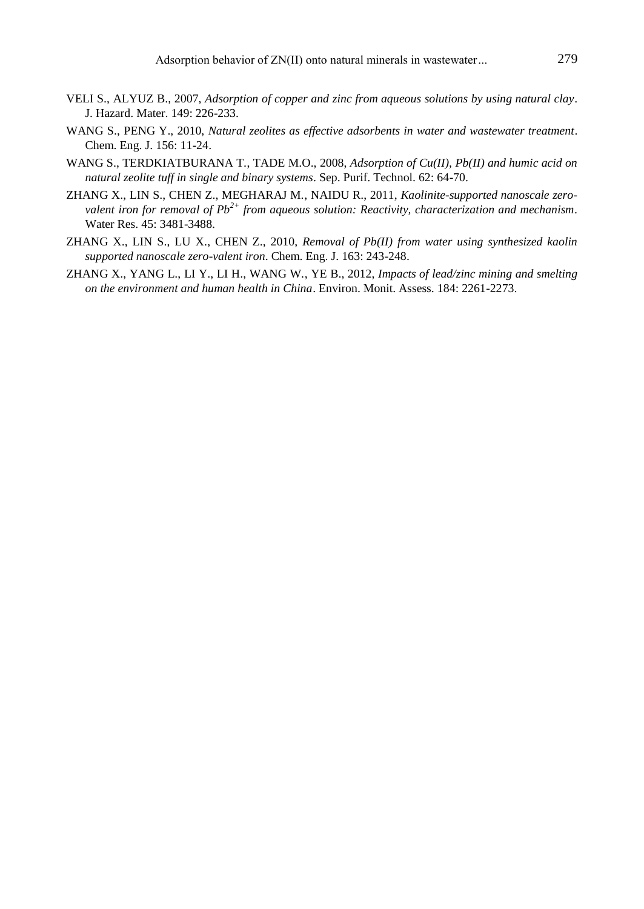VELI S., ALYUZ B., 2007, *Adsorption of copper and zinc from aqueous solutions by using natural clay*. J. Hazard. Mater. 149: 226-233.

WANG S., PENG Y., 2010, *Natural zeolites as effective adsorbents in water and wastewater treatment*. Chem. Eng. J. 156: 11-24.

WANG S., TERDKIATBURANA T., TADE M.O., 2008, *Adsorption of Cu(II), Pb(II) and humic acid on natural zeolite tuff in single and binary systems*. Sep. Purif. Technol. 62: 64-70.

ZHANG X., LIN S., CHEN Z., MEGHARAJ M., NAIDU R., 2011, *Kaolinite-supported nanoscale zero-valent iron for removal of $Pb^{2+}$ from aqueous solution: Reactivity, characterization and mechanism*. Water Res. 45: 3481-3488.

ZHANG X., LIN S., LU X., CHEN Z., 2010, *Removal of Pb(II) from water using synthesized kaolin supported nanoscale zero-valent iron*. Chem. Eng. J. 163: 243-248.

ZHANG X., YANG L., LI Y., LI H., WANG W., YE B., 2012, *Impacts of lead/zinc mining and smelting on the environment and human health in China*. Environ. Monit. Assess. 184: 2261-2273.